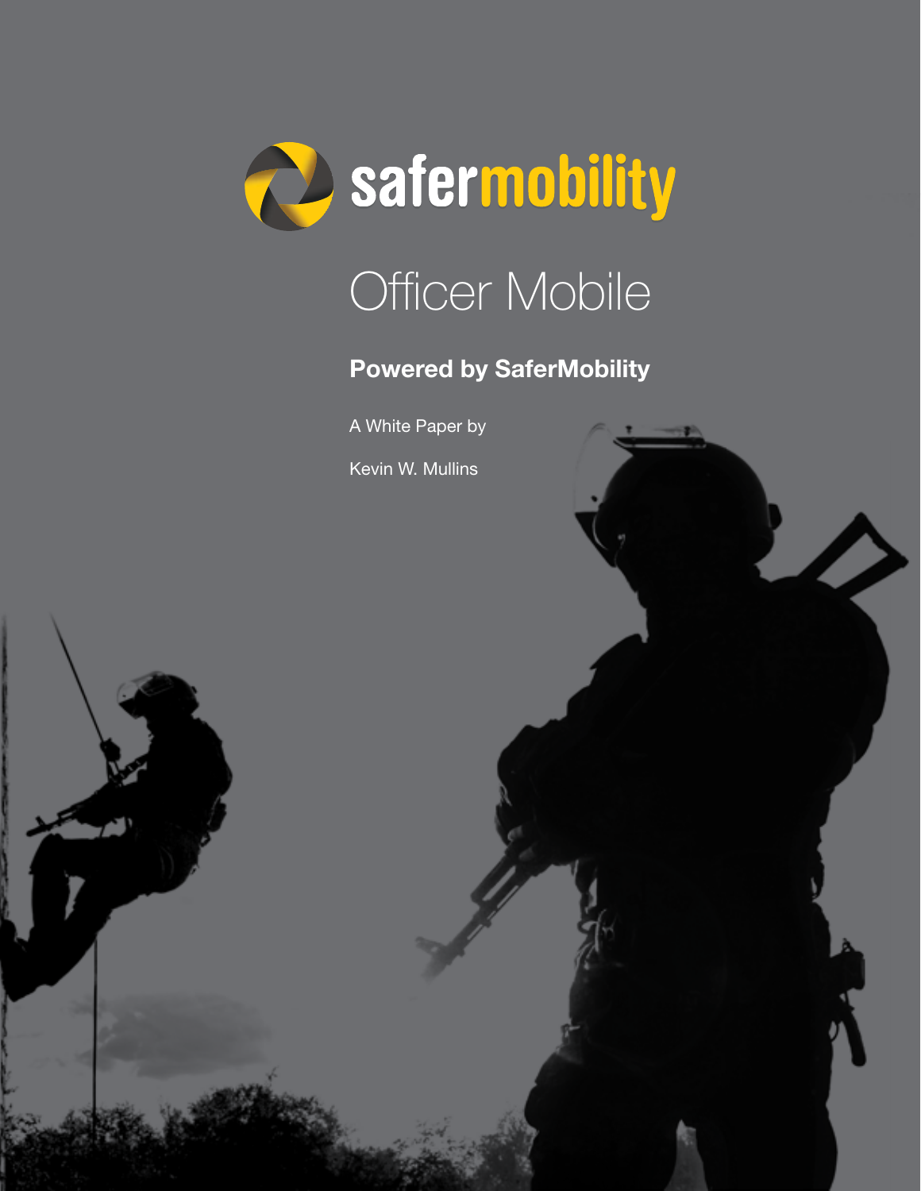safermobility

# Officer Mobile

**Powered by SaferMobility**

A White Paper by

Kevin W. Mullins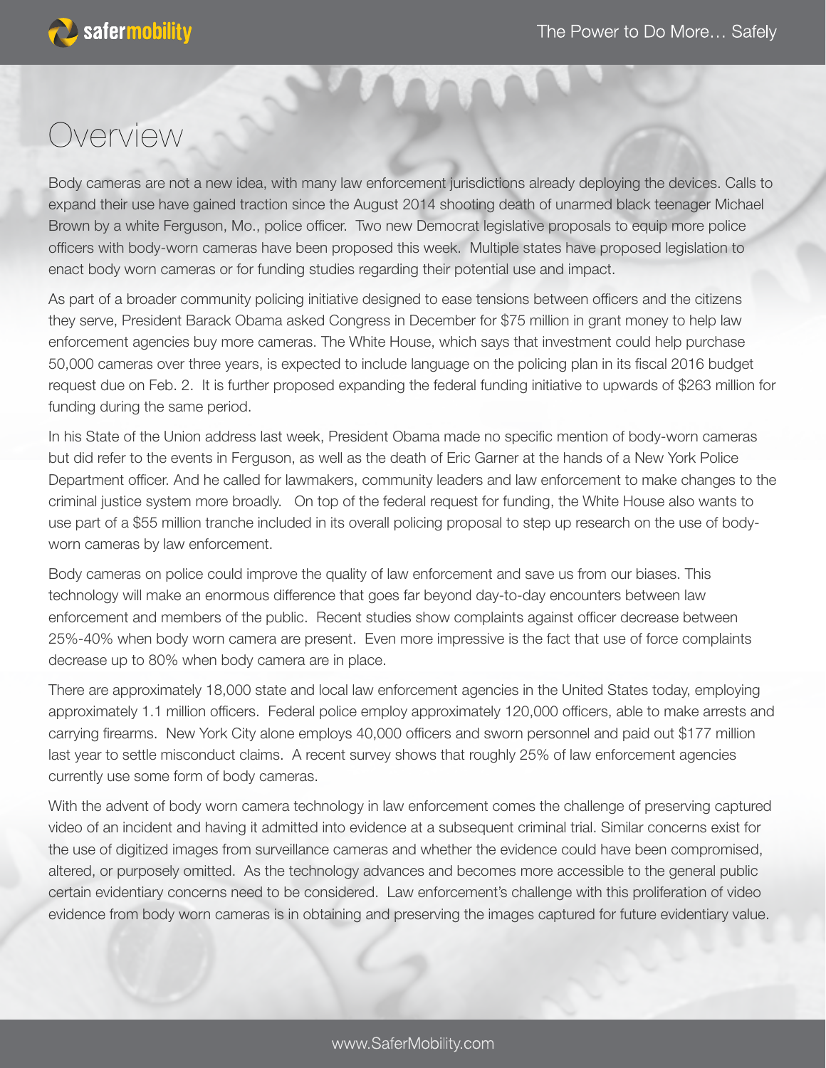# Overview

Body cameras are not a new idea, with many law enforcement jurisdictions already deploying the devices. Calls to expand their use have gained traction since the August 2014 shooting death of unarmed black teenager Michael Brown by a white Ferguson, Mo., police officer. Two new Democrat legislative proposals to equip more police officers with body-worn cameras have been proposed this week. Multiple states have proposed legislation to enact body worn cameras or for funding studies regarding their potential use and impact.

As part of a broader community policing initiative designed to ease tensions between officers and the citizens they serve, President Barack Obama asked Congress in December for $75 million in grant money to help law enforcement agencies buy more cameras. The White House, which says that investment could help purchase 50,000 cameras over three years, is expected to include language on the policing plan in its fiscal 2016 budget request due on Feb. 2. It is further proposed expanding the federal funding initiative to upwards of $263 million for funding during the same period.

In his State of the Union address last week, President Obama made no specific mention of body-worn cameras but did refer to the events in Ferguson, as well as the death of Eric Garner at the hands of a New York Police Department officer. And he called for lawmakers, community leaders and law enforcement to make changes to the criminal justice system more broadly. On top of the federal request for funding, the White House also wants to use part of a $55 million tranche included in its overall policing proposal to step up research on the use of body-worn cameras by law enforcement.

Body cameras on police could improve the quality of law enforcement and save us from our biases. This technology will make an enormous difference that goes far beyond day-to-day encounters between law enforcement and members of the public. Recent studies show complaints against officer decrease between 25%-40% when body worn camera are present. Even more impressive is the fact that use of force complaints decrease up to 80% when body camera are in place.

There are approximately 18,000 state and local law enforcement agencies in the United States today, employing approximately 1.1 million officers. Federal police employ approximately 120,000 officers, able to make arrests and carrying firearms. New York City alone employs 40,000 officers and sworn personnel and paid out $177 million last year to settle misconduct claims. A recent survey shows that roughly 25% of law enforcement agencies currently use some form of body cameras.

With the advent of body worn camera technology in law enforcement comes the challenge of preserving captured video of an incident and having it admitted into evidence at a subsequent criminal trial. Similar concerns exist for the use of digitized images from surveillance cameras and whether the evidence could have been compromised, altered, or purposely omitted. As the technology advances and becomes more accessible to the general public certain evidentiary concerns need to be considered. Law enforcement's challenge with this proliferation of video evidence from body worn cameras is in obtaining and preserving the images captured for future evidentiary value.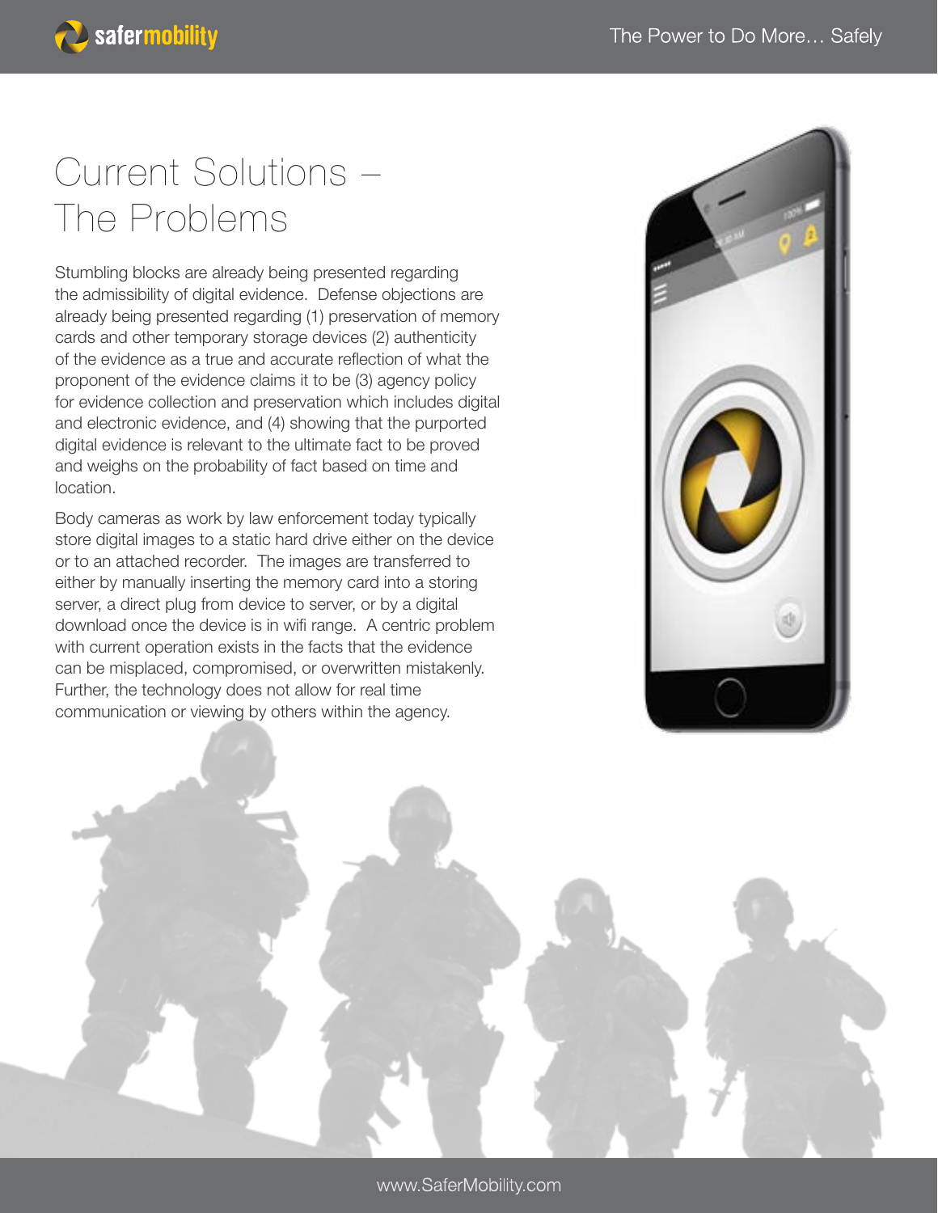# Current Solutions – The Problems

Stumbling blocks are already being presented regarding the admissibility of digital evidence. Defense objections are already being presented regarding (1) preservation of memory cards and other temporary storage devices (2) authenticity of the evidence as a true and accurate reflection of what the proponent of the evidence claims it to be (3) agency policy for evidence collection and preservation which includes digital and electronic evidence, and (4) showing that the purported digital evidence is relevant to the ultimate fact to be proved and weighs on the probability of fact based on time and location.

Body cameras as work by law enforcement today typically store digital images to a static hard drive either on the device or to an attached recorder. The images are transferred to either by manually inserting the memory card into a storing server, a direct plug from device to server, or by a digital download once the device is in wifi range. A centric problem with current operation exists in the facts that the evidence can be misplaced, compromised, or overwritten mistakenly. Further, the technology does not allow for real time communication or viewing by others within the agency.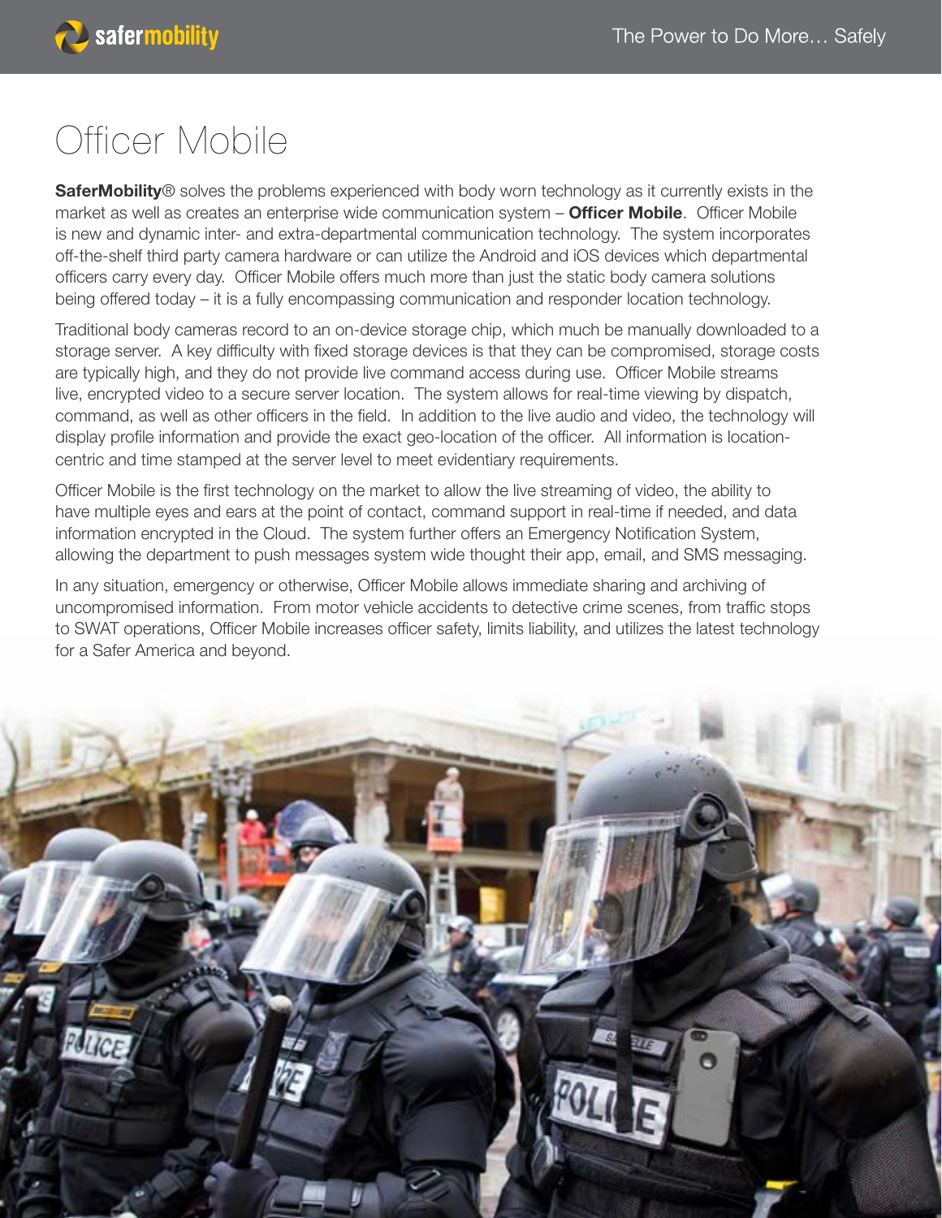# Officer Mobile

**SaferMobility**® solves the problems experienced with body worn technology as it currently exists in the market as well as creates an enterprise wide communication system – **Officer Mobile**. Officer Mobile is new and dynamic inter- and extra-departmental communication technology. The system incorporates off-the-shelf third party camera hardware or can utilize the Android and iOS devices which departmental officers carry every day. Officer Mobile offers much more than just the static body camera solutions being offered today – it is a fully encompassing communication and responder location technology.

Traditional body cameras record to an on-device storage chip, which much be manually downloaded to a storage server. A key difficulty with fixed storage devices is that they can be compromised, storage costs are typically high, and they do not provide live command access during use. Officer Mobile streams live, encrypted video to a secure server location. The system allows for real-time viewing by dispatch, command, as well as other officers in the field. In addition to the live audio and video, the technology will display profile information and provide the exact geo-location of the officer. All information is location-centric and time stamped at the server level to meet evidentiary requirements.

Officer Mobile is the first technology on the market to allow the live streaming of video, the ability to have multiple eyes and ears at the point of contact, command support in real-time if needed, and data information encrypted in the Cloud. The system further offers an Emergency Notification System, allowing the department to push messages system wide thought their app, email, and SMS messaging.

In any situation, emergency or otherwise, Officer Mobile allows immediate sharing and archiving of uncompromised information. From motor vehicle accidents to detective crime scenes, from traffic stops to SWAT operations, Officer Mobile increases officer safety, limits liability, and utilizes the latest technology for a Safer America and beyond.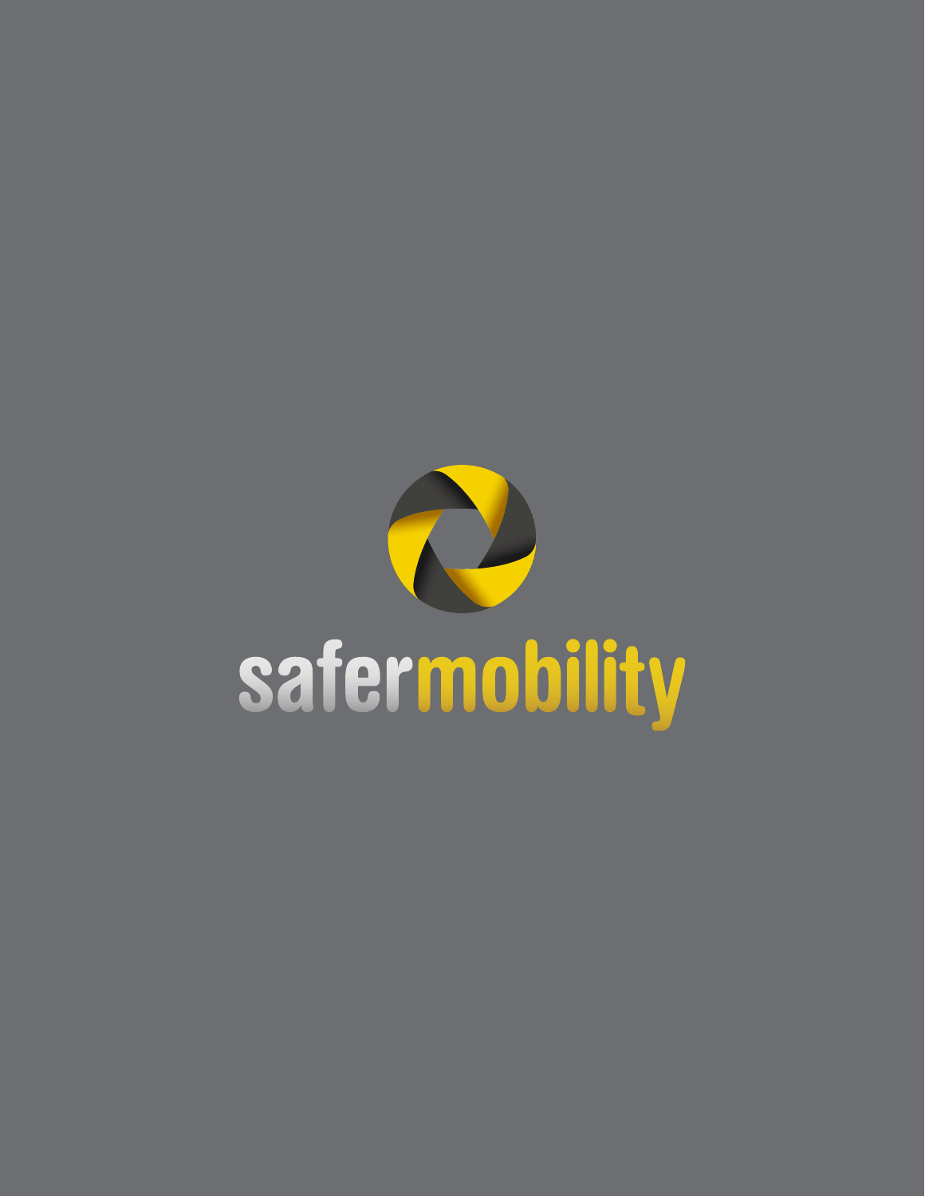safermobility